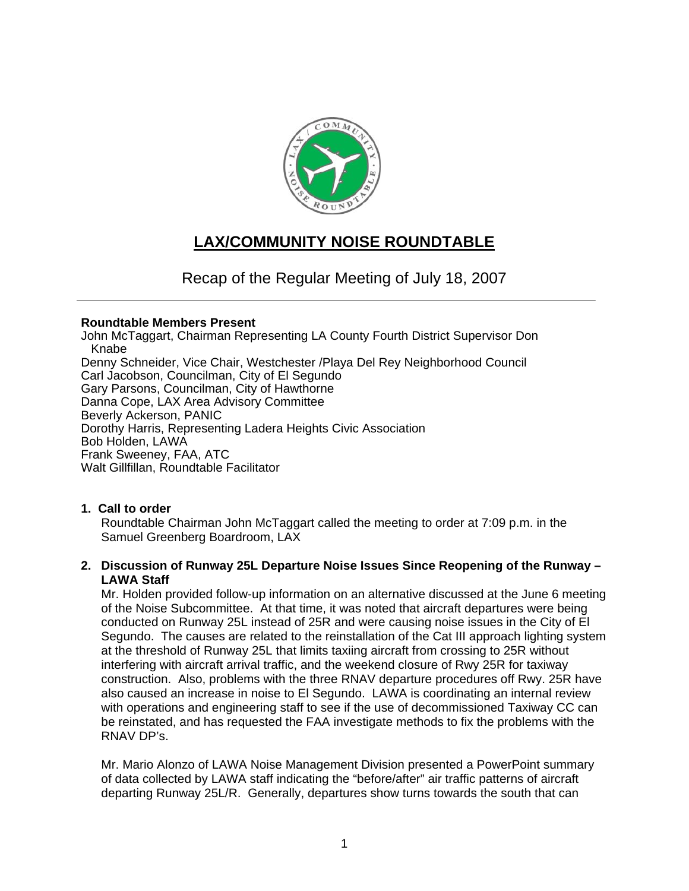# LAX/COMMUNITY NOISE ROUNDTABLE

Recap of the Regular Meeting of July 18, 2007

---

**Roundtable Members Present**

John McTaggart, Chairman Representing LA County Fourth District Supervisor Don Knabe
Denny Schneider, Vice Chair, Westchester /Playa Del Rey Neighborhood Council
Carl Jacobson, Councilman, City of El Segundo
Gary Parsons, Councilman, City of Hawthorne
Danna Cope, LAX Area Advisory Committee
Beverly Ackerson, PANIC
Dorothy Harris, Representing Ladera Heights Civic Association
Bob Holden, LAWA
Frank Sweeney, FAA, ATC
Walt Gillfillan, Roundtable Facilitator

**1. Call to order**

Roundtable Chairman John McTaggart called the meeting to order at 7:09 p.m. in the Samuel Greenberg Boardroom, LAX

**2. Discussion of Runway 25L Departure Noise Issues Since Reopening of the Runway – LAWA Staff**

Mr. Holden provided follow-up information on an alternative discussed at the June 6 meeting of the Noise Subcommittee. At that time, it was noted that aircraft departures were being conducted on Runway 25L instead of 25R and were causing noise issues in the City of El Segundo. The causes are related to the reinstallation of the Cat III approach lighting system at the threshold of Runway 25L that limits taxiing aircraft from crossing to 25R without interfering with aircraft arrival traffic, and the weekend closure of Rwy 25R for taxiway construction. Also, problems with the three RNAV departure procedures off Rwy. 25R have also caused an increase in noise to El Segundo. LAWA is coordinating an internal review with operations and engineering staff to see if the use of decommissioned Taxiway CC can be reinstated, and has requested the FAA investigate methods to fix the problems with the RNAV DP's.

Mr. Mario Alonzo of LAWA Noise Management Division presented a PowerPoint summary of data collected by LAWA staff indicating the "before/after" air traffic patterns of aircraft departing Runway 25L/R. Generally, departures show turns towards the south that can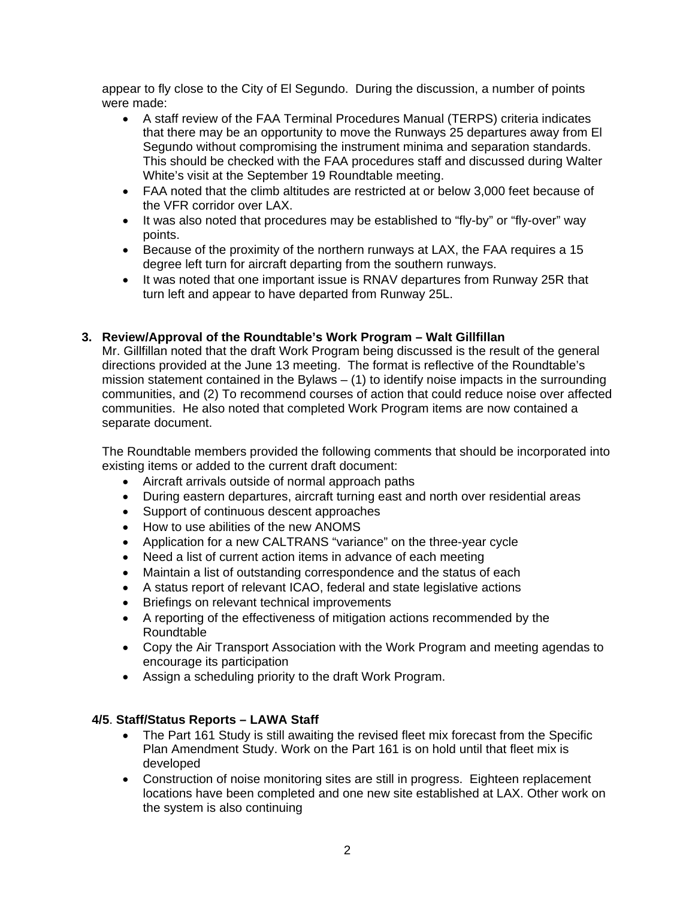appear to fly close to the City of El Segundo. During the discussion, a number of points were made:

- A staff review of the FAA Terminal Procedures Manual (TERPS) criteria indicates that there may be an opportunity to move the Runways 25 departures away from El Segundo without compromising the instrument minima and separation standards. This should be checked with the FAA procedures staff and discussed during Walter White's visit at the September 19 Roundtable meeting.
- FAA noted that the climb altitudes are restricted at or below 3,000 feet because of the VFR corridor over LAX.
- It was also noted that procedures may be established to "fly-by" or "fly-over" way points.
- Because of the proximity of the northern runways at LAX, the FAA requires a 15 degree left turn for aircraft departing from the southern runways.
- It was noted that one important issue is RNAV departures from Runway 25R that turn left and appear to have departed from Runway 25L.

**3. Review/Approval of the Roundtable's Work Program – Walt Gillfillan**

Mr. Gillfillan noted that the draft Work Program being discussed is the result of the general directions provided at the June 13 meeting. The format is reflective of the Roundtable's mission statement contained in the Bylaws – (1) to identify noise impacts in the surrounding communities, and (2) To recommend courses of action that could reduce noise over affected communities. He also noted that completed Work Program items are now contained a separate document.

The Roundtable members provided the following comments that should be incorporated into existing items or added to the current draft document:

- Aircraft arrivals outside of normal approach paths
- During eastern departures, aircraft turning east and north over residential areas
- Support of continuous descent approaches
- How to use abilities of the new ANOMS
- Application for a new CALTRANS "variance" on the three-year cycle
- Need a list of current action items in advance of each meeting
- Maintain a list of outstanding correspondence and the status of each
- A status report of relevant ICAO, federal and state legislative actions
- Briefings on relevant technical improvements
- A reporting of the effectiveness of mitigation actions recommended by the Roundtable
- Copy the Air Transport Association with the Work Program and meeting agendas to encourage its participation
- Assign a scheduling priority to the draft Work Program.

**4/5. Staff/Status Reports – LAWA Staff**

- The Part 161 Study is still awaiting the revised fleet mix forecast from the Specific Plan Amendment Study. Work on the Part 161 is on hold until that fleet mix is developed
- Construction of noise monitoring sites are still in progress. Eighteen replacement locations have been completed and one new site established at LAX. Other work on the system is also continuing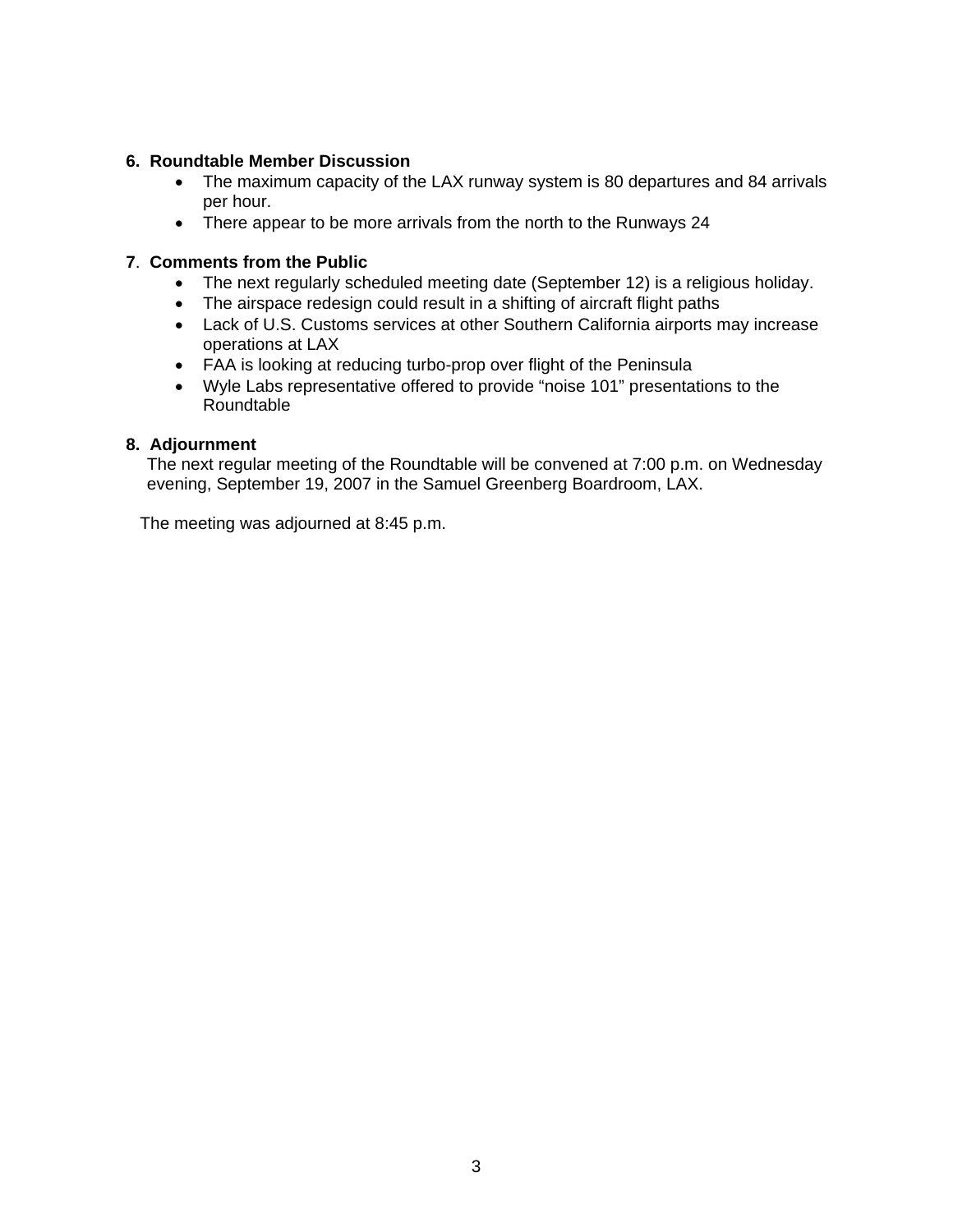**6. Roundtable Member Discussion**

- The maximum capacity of the LAX runway system is 80 departures and 84 arrivals per hour.
- There appear to be more arrivals from the north to the Runways 24

**7. Comments from the Public**

- The next regularly scheduled meeting date (September 12) is a religious holiday.
- The airspace redesign could result in a shifting of aircraft flight paths
- Lack of U.S. Customs services at other Southern California airports may increase operations at LAX
- FAA is looking at reducing turbo-prop over flight of the Peninsula
- Wyle Labs representative offered to provide "noise 101" presentations to the Roundtable

**8. Adjournment**

The next regular meeting of the Roundtable will be convened at 7:00 p.m. on Wednesday evening, September 19, 2007 in the Samuel Greenberg Boardroom, LAX.

The meeting was adjourned at 8:45 p.m.